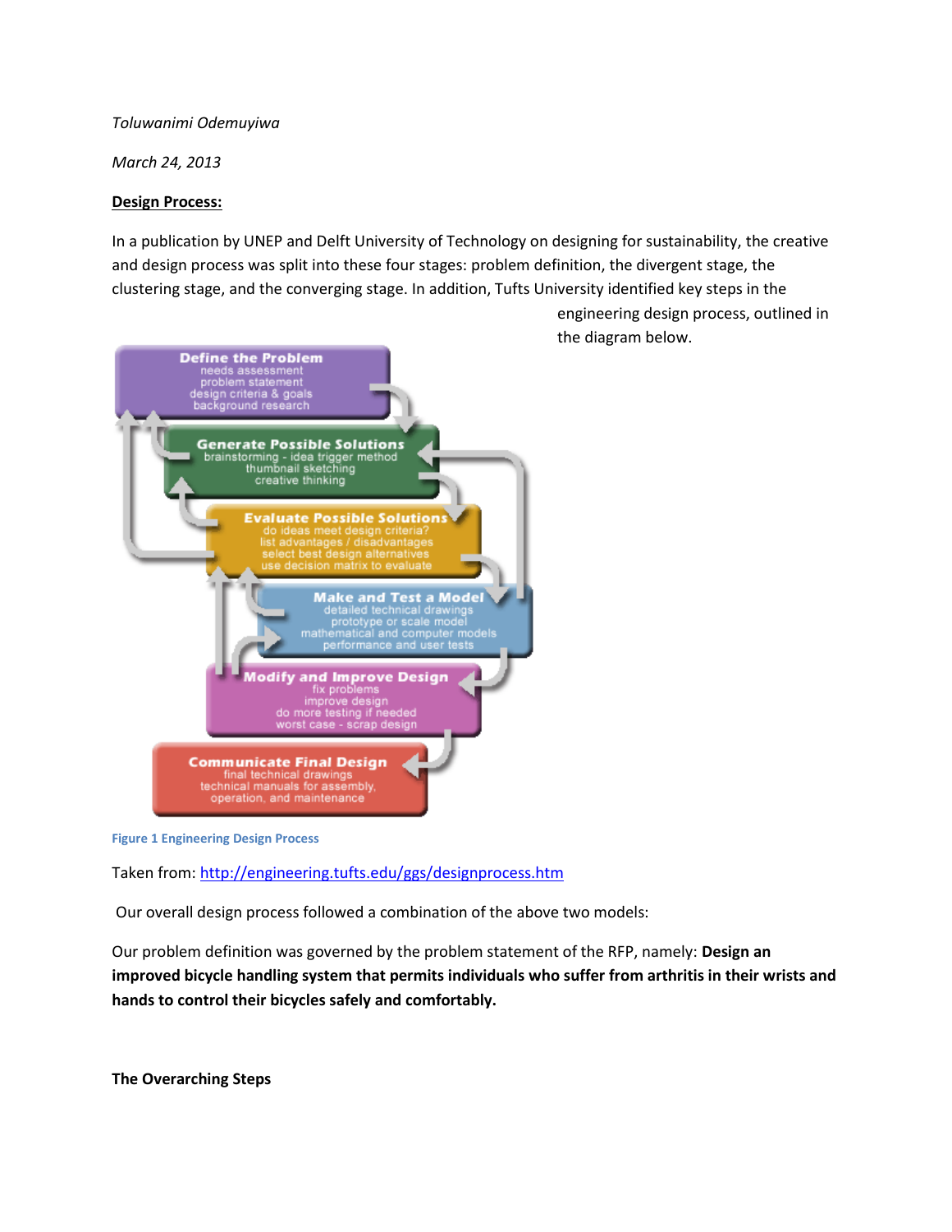*Toluwanimi Odemuyiwa*

*March 24, 2013*

**<u>Design Process:</u>**

In a publication by UNEP and Delft University of Technology on designing for sustainability, the creative and design process was split into these four stages: problem definition, the divergent stage, the clustering stage, and the converging stage. In addition, Tufts University identified key steps in the engineering design process, outlined in the diagram below.

Figure 1 Engineering Design Process

Taken from: [http://engineering.tufts.edu/ggs/designprocess.htm](http://engineering.tufts.edu/ggs/designprocess.htm)

Our overall design process followed a combination of the above two models:

Our problem definition was governed by the problem statement of the RFP, namely: **Design an improved bicycle handling system that permits individuals who suffer from arthritis in their wrists and hands to control their bicycles safely and comfortably.**

**The Overarching Steps**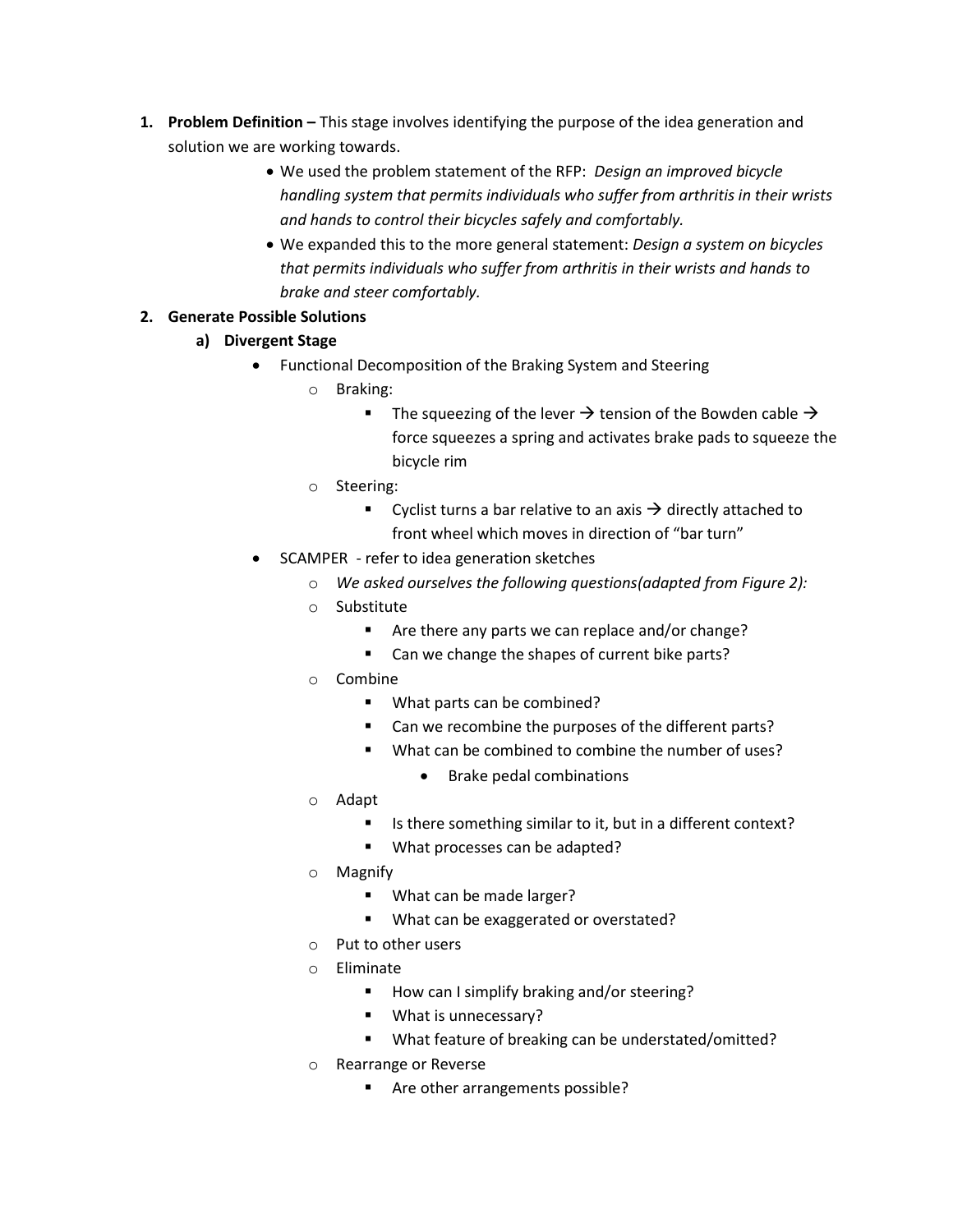1. **Problem Definition –** This stage involves identifying the purpose of the idea generation and solution we are working towards.
    - We used the problem statement of the RFP: *Design an improved bicycle handling system that permits individuals who suffer from arthritis in their wrists and hands to control their bicycles safely and comfortably.*
    - We expanded this to the more general statement: *Design a system on bicycles that permits individuals who suffer from arthritis in their wrists and hands to brake and steer comfortably.*
2. **Generate Possible Solutions**
    a) **Divergent Stage**
    - Functional Decomposition of the Braking System and Steering
        - Braking:
            - The squeezing of the lever → tension of the Bowden cable → force squeezes a spring and activates brake pads to squeeze the bicycle rim
        - Steering:
            - Cyclist turns a bar relative to an axis → directly attached to front wheel which moves in direction of "bar turn"
    - SCAMPER - refer to idea generation sketches
        - *We asked ourselves the following questions(adapted from Figure 2):*
        - Substitute
            - Are there any parts we can replace and/or change?
            - Can we change the shapes of current bike parts?
        - Combine
            - What parts can be combined?
            - Can we recombine the purposes of the different parts?
            - What can be combined to combine the number of uses?
                - Brake pedal combinations
        - Adapt
            - Is there something similar to it, but in a different context?
            - What processes can be adapted?
        - Magnify
            - What can be made larger?
            - What can be exaggerated or overstated?
        - Put to other users
        - Eliminate
            - How can I simplify braking and/or steering?
            - What is unnecessary?
            - What feature of breaking can be understated/omitted?
        - Rearrange or Reverse
            - Are other arrangements possible?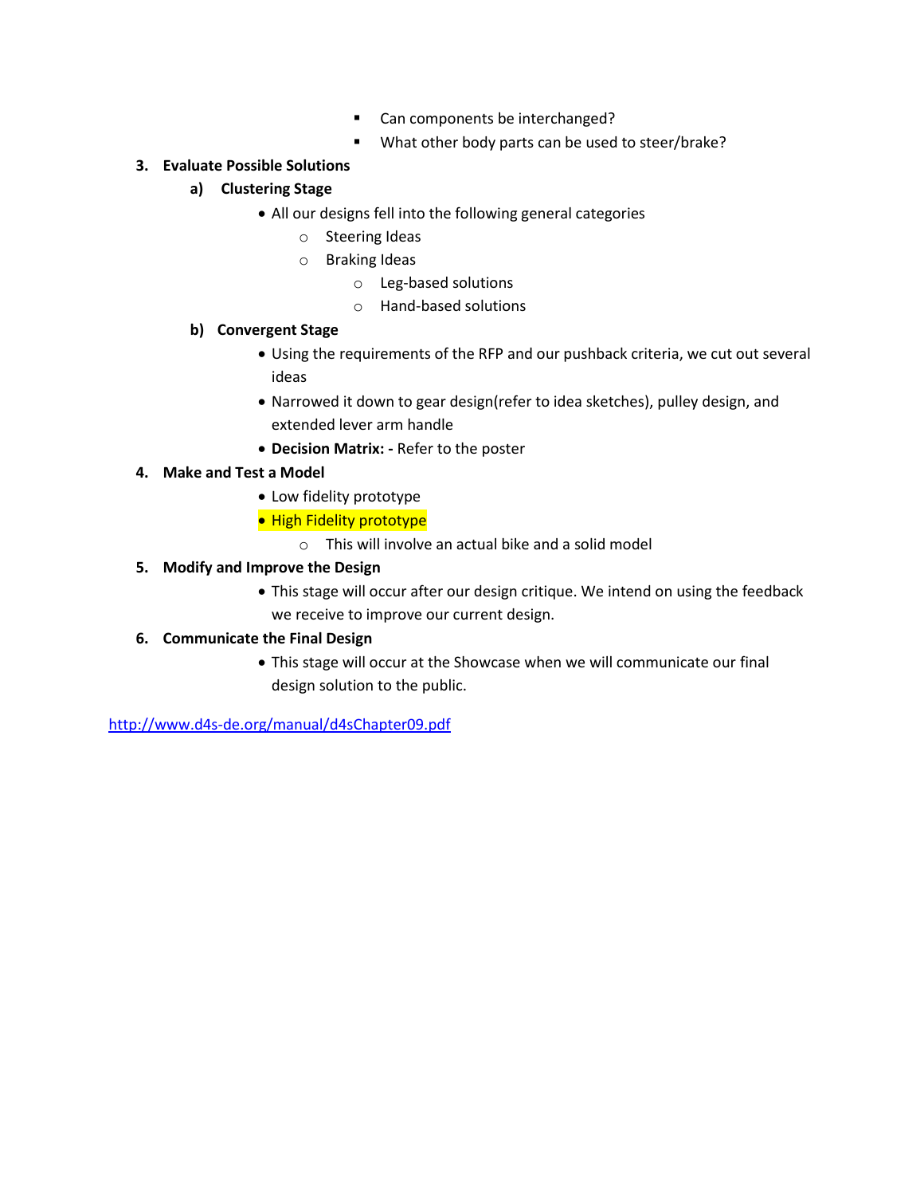- Can components be interchanged?
        - What other body parts can be used to steer/brake?

3. **Evaluate Possible Solutions**
    a) **Clustering Stage**
        - All our designs fell into the following general categories
            - Steering Ideas
            - Braking Ideas
                - Leg-based solutions
                - Hand-based solutions

    b) **Convergent Stage**
        - Using the requirements of the RFP and our pushback criteria, we cut out several ideas
        - Narrowed it down to gear design(refer to idea sketches), pulley design, and extended lever arm handle
        - **Decision Matrix: -** Refer to the poster

4. **Make and Test a Model**
    - Low fidelity prototype
    - High Fidelity prototype
        - This will involve an actual bike and a solid model

5. **Modify and Improve the Design**
    - This stage will occur after our design critique. We intend on using the feedback we receive to improve our current design.

6. **Communicate the Final Design**
    - This stage will occur at the Showcase when we will communicate our final design solution to the public.

http://www.d4s-de.org/manual/d4sChapter09.pdf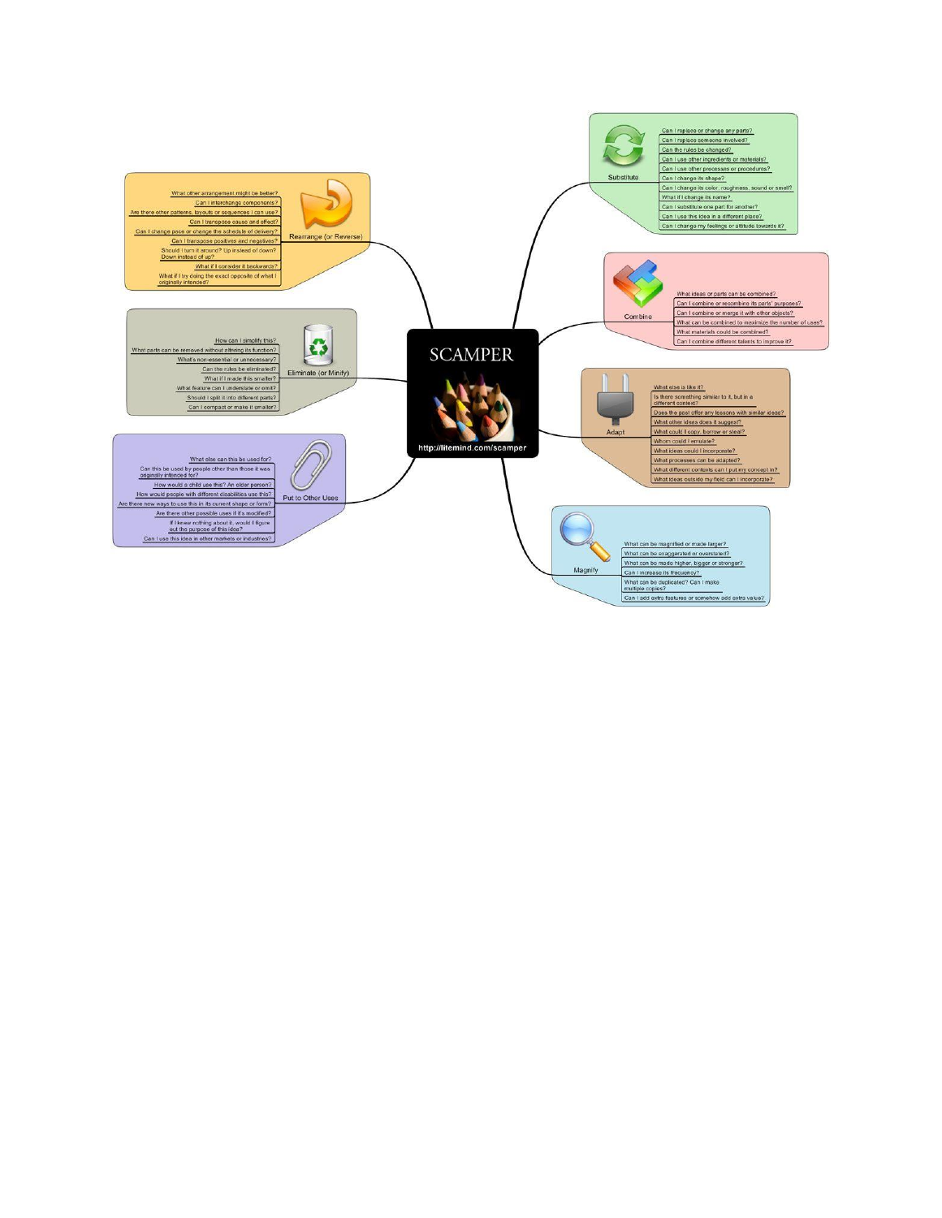# SCAMPER

http://litemind.com/scamper

## Substitute

- Can I replace or change any parts?
- Can I replace someone involved?
- Can the rules be changed?
- Can I use other ingredients or materials?
- Can I use other processes or procedures?
- Can I change its shape?
- Can I change its color, roughness, sound or smell?
- What if I change its name?
- Can I substitute one part for another?
- Can I use this idea in a different place?
- Can I change my feelings or attitude towards it?

## Combine

- What ideas or parts can be combined?
- Can I combine or recombine its parts' purposes?
- Can I combine or merge it with other objects?
- What can be combined to maximize the number of uses?
- What materials could be combined?
- Can I combine different talents to improve it?

## Adapt

- What else is like it?
- Is there something similar to it, but in a different context?
- Does the past offer any lessons with similar ideas?
- What other ideas does it suggest?
- What could I copy, borrow or steal?
- Whom could I emulate?
- What ideas could I incorporate?
- What processes can be adapted?
- What different contexts can I put my concept in?
- What ideas outside my field can I incorporate?

## Magnify

- What can be magnified or made larger?
- What can be exaggerated or overstated?
- What can be made higher, bigger or stronger?
- Can I increase its frequency?
- What can be duplicated? Can I make multiple copies?
- Can I add extra features or somehow add extra value?

## Put to Other Uses

- What else can this be used for?
- Can this be used by people other than those it was originally intended for?
- How would a child use this? An older person?
- How would people with different disabilities use this?
- Are there new ways to use this in its current shape or form?
- Are there other possible uses if it's modified?
- If I knew nothing about it, would I figure out the purpose of this idea?
- Can I use this idea in other markets or industries?

## Eliminate (or Minify)

- How can I simplify this?
- What parts can be removed without altering its function?
- What's non-essential or unnecessary?
- Can the rules be eliminated?
- What if I made this smaller?
- What feature can I understate or omit?
- Should I split it into different parts?
- Can I compact or make it smaller?

## Rearrange (or Reverse)

- What other arrangement might be better?
- Can I interchange components?
- Are there other patterns, layouts or sequences I can use?
- Can I transpose cause and effect?
- Can I change pace or change the schedule of delivery?
- Can I transpose positives and negatives?
- Should I turn it around? Up instead of down? Down instead of up?
- What if I consider it backwards?
- What if I try doing the exact opposite of what I originally intended?